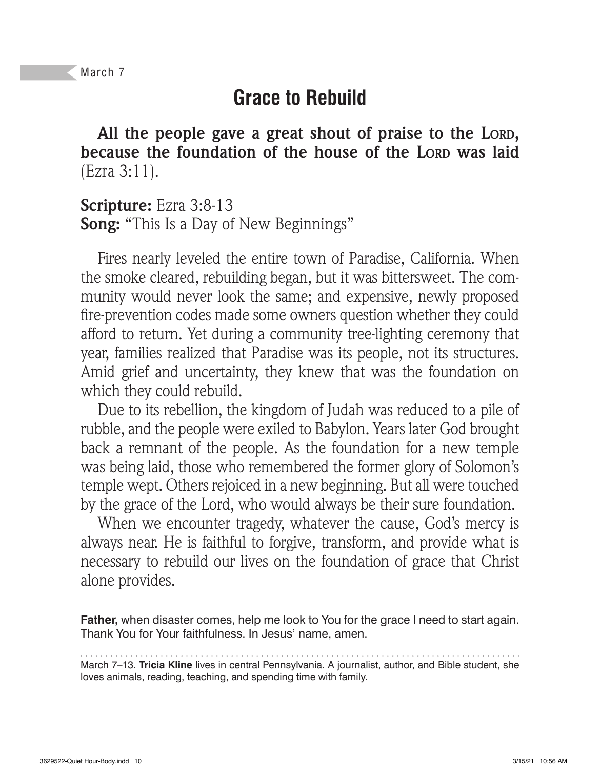March 7

# Grace to Rebuild

**All the people gave a great shout of praise to the Lord, because the foundation of the house of the Lord was laid** (Ezra 3:11).

**Scripture:** Ezra 3:8-13
**Song:** "This Is a Day of New Beginnings"

Fires nearly leveled the entire town of Paradise, California. When the smoke cleared, rebuilding began, but it was bittersweet. The community would never look the same; and expensive, newly proposed fire-prevention codes made some owners question whether they could afford to return. Yet during a community tree-lighting ceremony that year, families realized that Paradise was its people, not its structures. Amid grief and uncertainty, they knew that was the foundation on which they could rebuild.

Due to its rebellion, the kingdom of Judah was reduced to a pile of rubble, and the people were exiled to Babylon. Years later God brought back a remnant of the people. As the foundation for a new temple was being laid, those who remembered the former glory of Solomon's temple wept. Others rejoiced in a new beginning. But all were touched by the grace of the Lord, who would always be their sure foundation.

When we encounter tragedy, whatever the cause, God's mercy is always near. He is faithful to forgive, transform, and provide what is necessary to rebuild our lives on the foundation of grace that Christ alone provides.

**Father,** when disaster comes, help me look to You for the grace I need to start again. Thank You for Your faithfulness. In Jesus' name, amen.

---

March 7–13. **Tricia Kline** lives in central Pennsylvania. A journalist, author, and Bible student, she loves animals, reading, teaching, and spending time with family.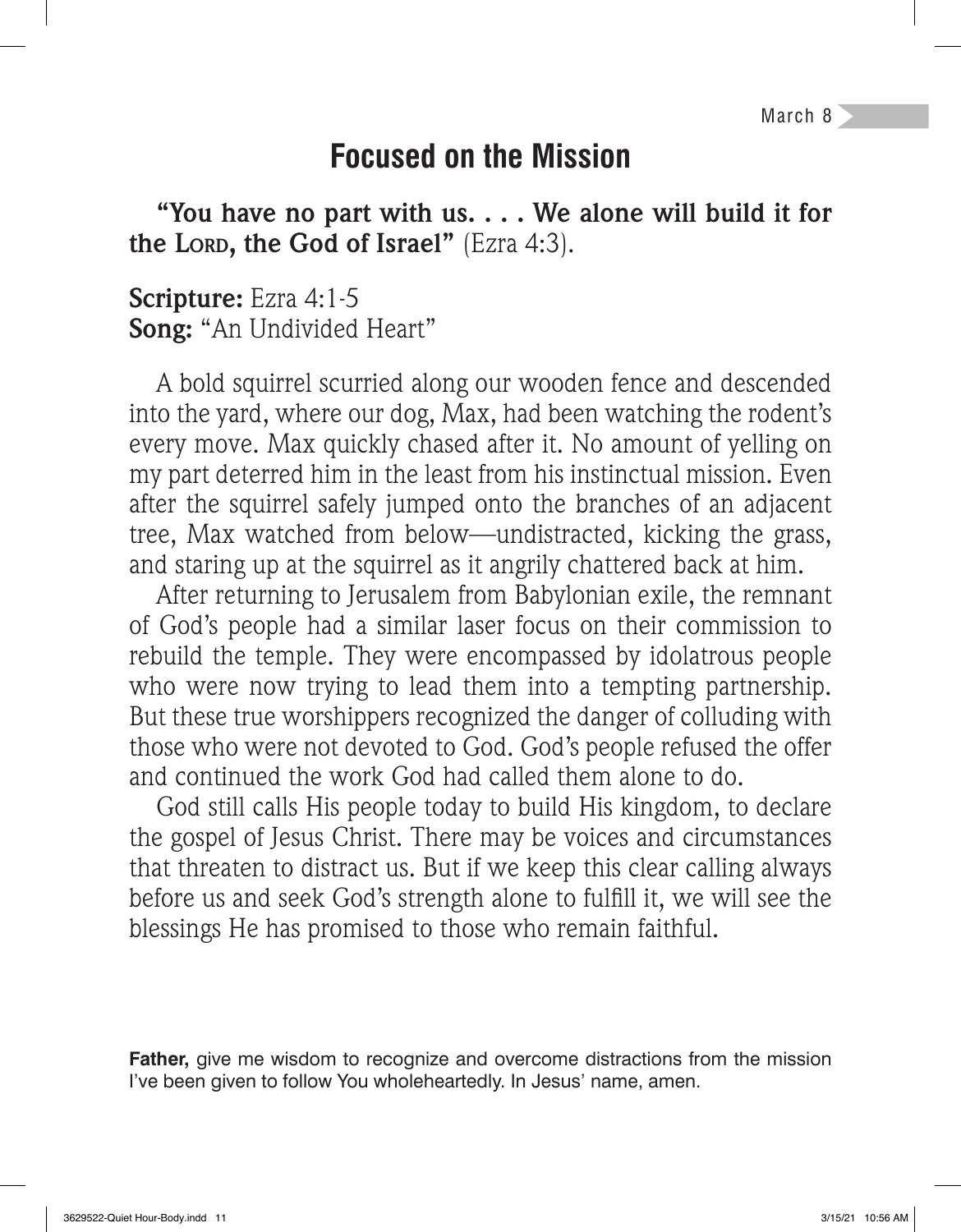March 8

# Focused on the Mission

**"You have no part with us. . . . We alone will build it for the LORD, the God of Israel"** (Ezra 4:3).

**Scripture:** Ezra 4:1-5
**Song:** "An Undivided Heart"

A bold squirrel scurried along our wooden fence and descended into the yard, where our dog, Max, had been watching the rodent's every move. Max quickly chased after it. No amount of yelling on my part deterred him in the least from his instinctual mission. Even after the squirrel safely jumped onto the branches of an adjacent tree, Max watched from below—undistracted, kicking the grass, and staring up at the squirrel as it angrily chattered back at him.

After returning to Jerusalem from Babylonian exile, the remnant of God's people had a similar laser focus on their commission to rebuild the temple. They were encompassed by idolatrous people who were now trying to lead them into a tempting partnership. But these true worshippers recognized the danger of colluding with those who were not devoted to God. God's people refused the offer and continued the work God had called them alone to do.

God still calls His people today to build His kingdom, to declare the gospel of Jesus Christ. There may be voices and circumstances that threaten to distract us. But if we keep this clear calling always before us and seek God's strength alone to fulfill it, we will see the blessings He has promised to those who remain faithful.

**Father,** give me wisdom to recognize and overcome distractions from the mission I've been given to follow You wholeheartedly. In Jesus' name, amen.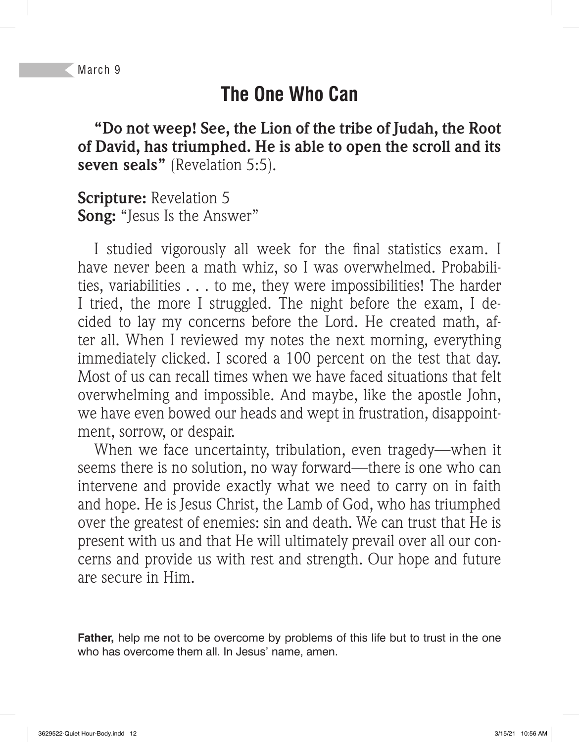March 9

# The One Who Can

**"Do not weep! See, the Lion of the tribe of Judah, the Root of David, has triumphed. He is able to open the scroll and its seven seals"** (Revelation 5:5).

**Scripture:** Revelation 5
**Song:** "Jesus Is the Answer"

I studied vigorously all week for the final statistics exam. I have never been a math whiz, so I was overwhelmed. Probabilities, variabilities . . . to me, they were impossibilities! The harder I tried, the more I struggled. The night before the exam, I decided to lay my concerns before the Lord. He created math, after all. When I reviewed my notes the next morning, everything immediately clicked. I scored a 100 percent on the test that day. Most of us can recall times when we have faced situations that felt overwhelming and impossible. And maybe, like the apostle John, we have even bowed our heads and wept in frustration, disappointment, sorrow, or despair.

When we face uncertainty, tribulation, even tragedy—when it seems there is no solution, no way forward—there is one who can intervene and provide exactly what we need to carry on in faith and hope. He is Jesus Christ, the Lamb of God, who has triumphed over the greatest of enemies: sin and death. We can trust that He is present with us and that He will ultimately prevail over all our concerns and provide us with rest and strength. Our hope and future are secure in Him.

**Father,** help me not to be overcome by problems of this life but to trust in the one who has overcome them all. In Jesus' name, amen.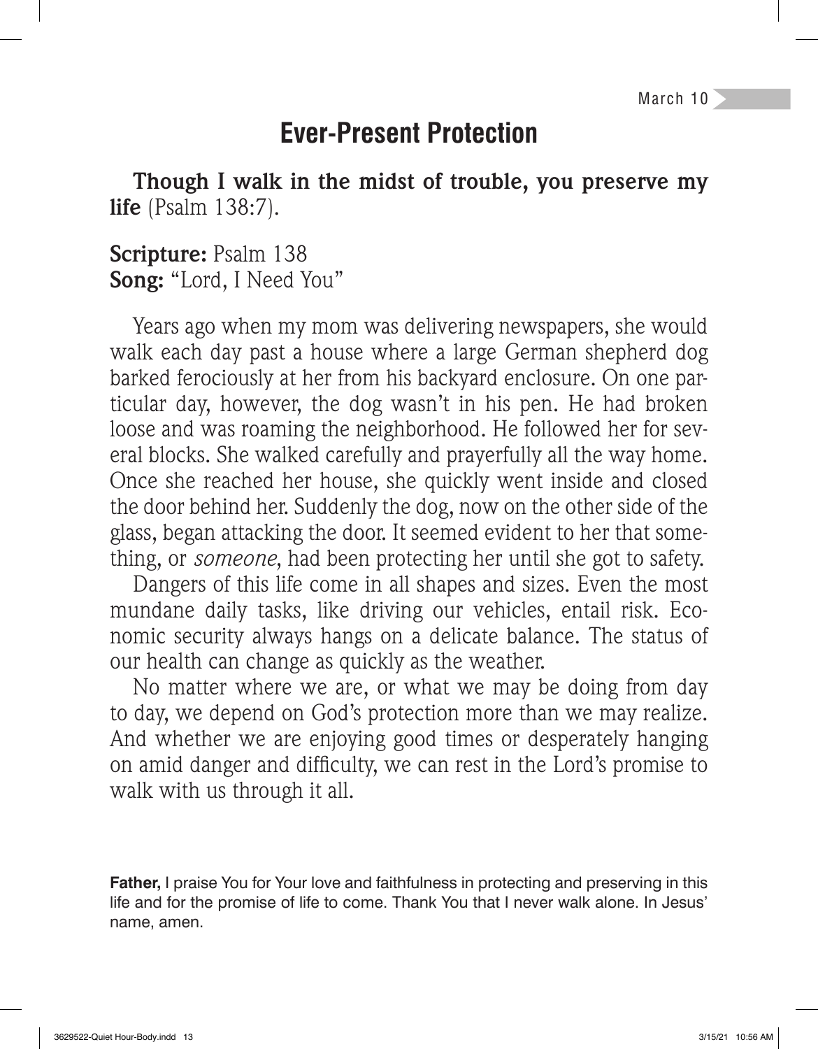March 10

# Ever-Present Protection

**Though I walk in the midst of trouble, you preserve my life** (Psalm 138:7).

**Scripture:** Psalm 138
**Song:** "Lord, I Need You"

Years ago when my mom was delivering newspapers, she would walk each day past a house where a large German shepherd dog barked ferociously at her from his backyard enclosure. On one particular day, however, the dog wasn't in his pen. He had broken loose and was roaming the neighborhood. He followed her for several blocks. She walked carefully and prayerfully all the way home. Once she reached her house, she quickly went inside and closed the door behind her. Suddenly the dog, now on the other side of the glass, began attacking the door. It seemed evident to her that something, or *someone*, had been protecting her until she got to safety.

Dangers of this life come in all shapes and sizes. Even the most mundane daily tasks, like driving our vehicles, entail risk. Economic security always hangs on a delicate balance. The status of our health can change as quickly as the weather.

No matter where we are, or what we may be doing from day to day, we depend on God's protection more than we may realize. And whether we are enjoying good times or desperately hanging on amid danger and difficulty, we can rest in the Lord's promise to walk with us through it all.

**Father,** I praise You for Your love and faithfulness in protecting and preserving in this life and for the promise of life to come. Thank You that I never walk alone. In Jesus' name, amen.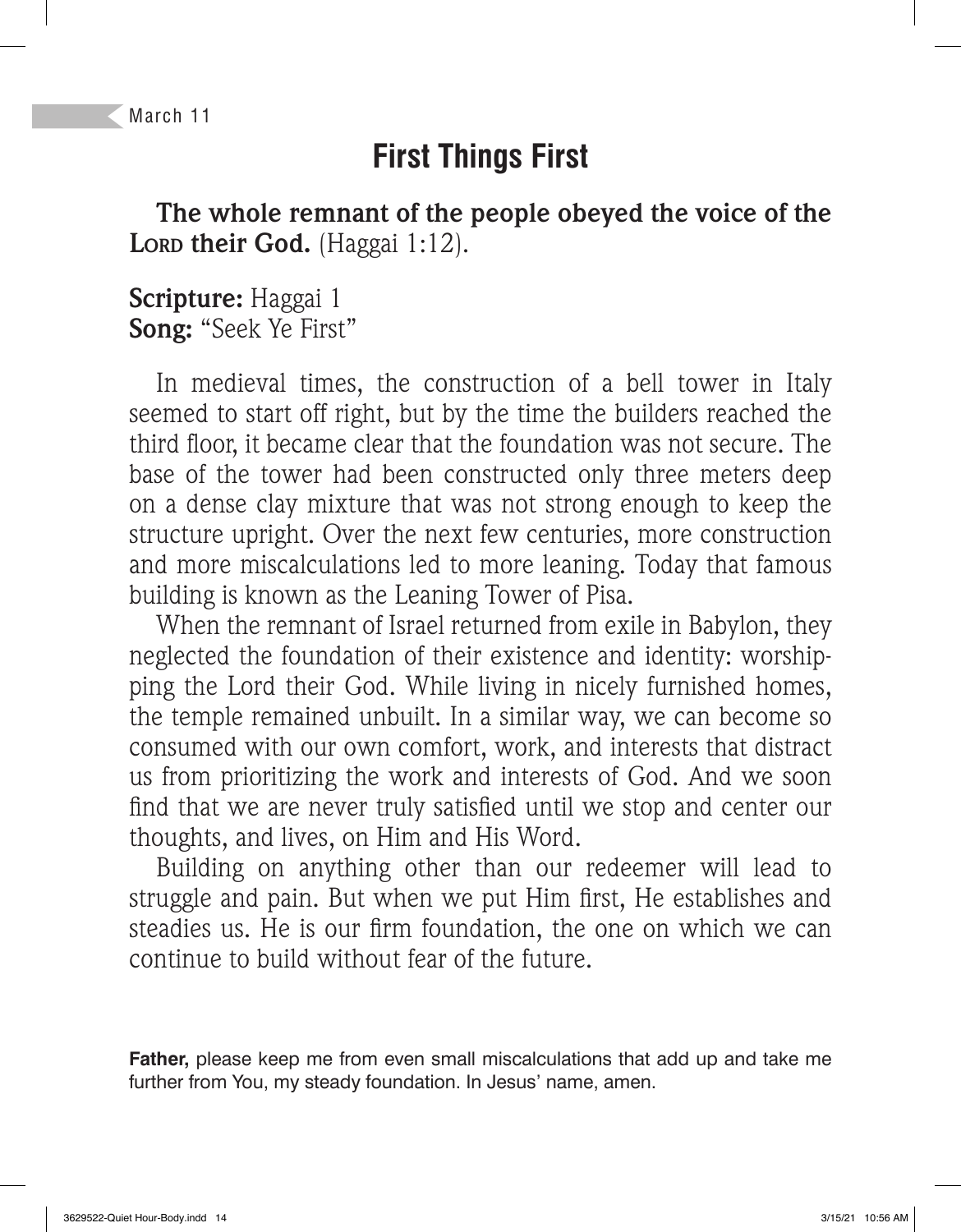March 11

# First Things First

**The whole remnant of the people obeyed the voice of the Lord their God.** (Haggai 1:12).

**Scripture:** Haggai 1
**Song:** "Seek Ye First"

In medieval times, the construction of a bell tower in Italy seemed to start off right, but by the time the builders reached the third floor, it became clear that the foundation was not secure. The base of the tower had been constructed only three meters deep on a dense clay mixture that was not strong enough to keep the structure upright. Over the next few centuries, more construction and more miscalculations led to more leaning. Today that famous building is known as the Leaning Tower of Pisa.

When the remnant of Israel returned from exile in Babylon, they neglected the foundation of their existence and identity: worshipping the Lord their God. While living in nicely furnished homes, the temple remained unbuilt. In a similar way, we can become so consumed with our own comfort, work, and interests that distract us from prioritizing the work and interests of God. And we soon find that we are never truly satisfied until we stop and center our thoughts, and lives, on Him and His Word.

Building on anything other than our redeemer will lead to struggle and pain. But when we put Him first, He establishes and steadies us. He is our firm foundation, the one on which we can continue to build without fear of the future.

**Father,** please keep me from even small miscalculations that add up and take me further from You, my steady foundation. In Jesus' name, amen.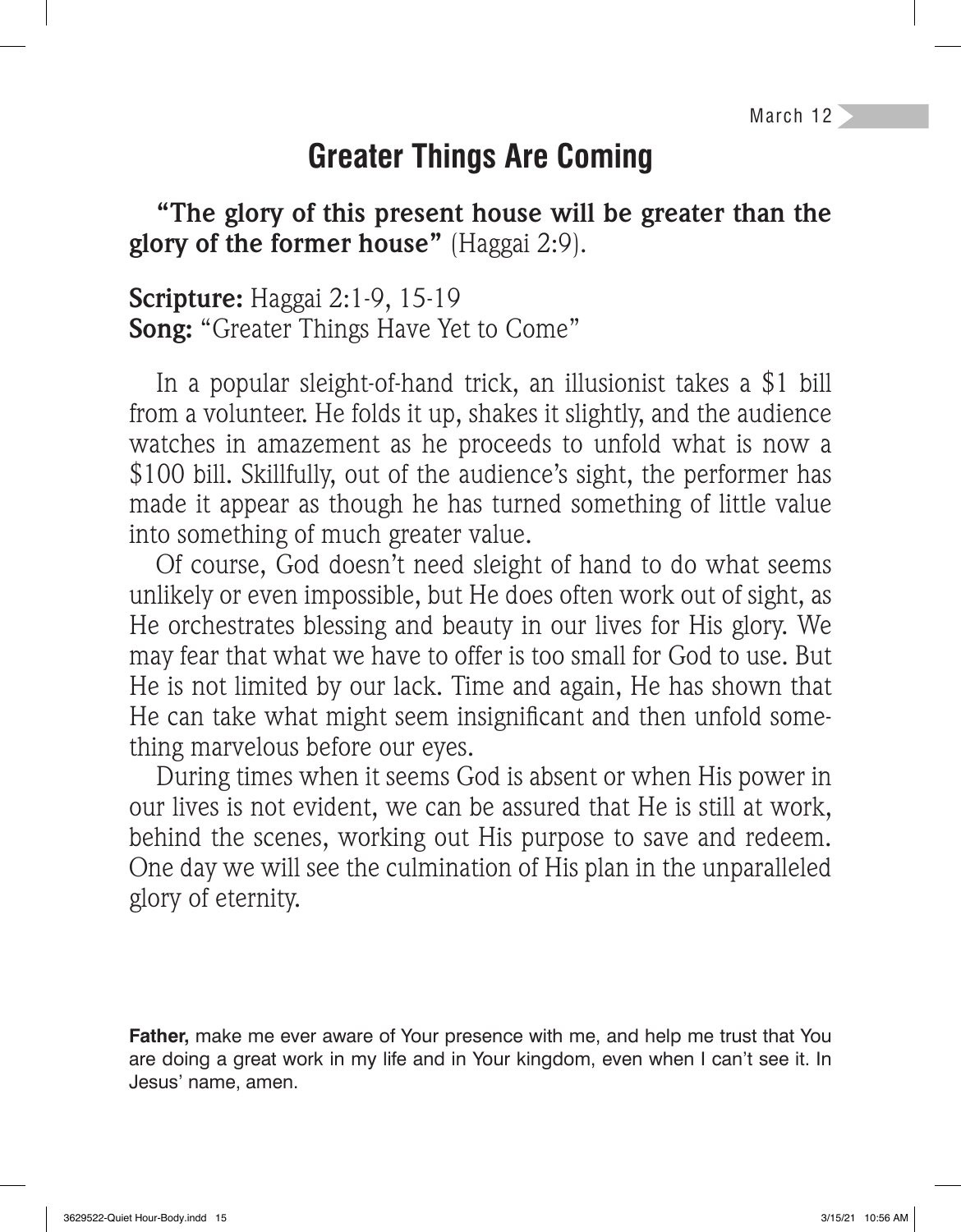March 12

# Greater Things Are Coming

**"The glory of this present house will be greater than the glory of the former house"** (Haggai 2:9).

**Scripture:** Haggai 2:1-9, 15-19
**Song:** "Greater Things Have Yet to Come"

In a popular sleight-of-hand trick, an illusionist takes a $1 bill from a volunteer. He folds it up, shakes it slightly, and the audience watches in amazement as he proceeds to unfold what is now a $100 bill. Skillfully, out of the audience's sight, the performer has made it appear as though he has turned something of little value into something of much greater value.

Of course, God doesn't need sleight of hand to do what seems unlikely or even impossible, but He does often work out of sight, as He orchestrates blessing and beauty in our lives for His glory. We may fear that what we have to offer is too small for God to use. But He is not limited by our lack. Time and again, He has shown that He can take what might seem insignificant and then unfold something marvelous before our eyes.

During times when it seems God is absent or when His power in our lives is not evident, we can be assured that He is still at work, behind the scenes, working out His purpose to save and redeem. One day we will see the culmination of His plan in the unparalleled glory of eternity.

**Father,** make me ever aware of Your presence with me, and help me trust that You are doing a great work in my life and in Your kingdom, even when I can't see it. In Jesus' name, amen.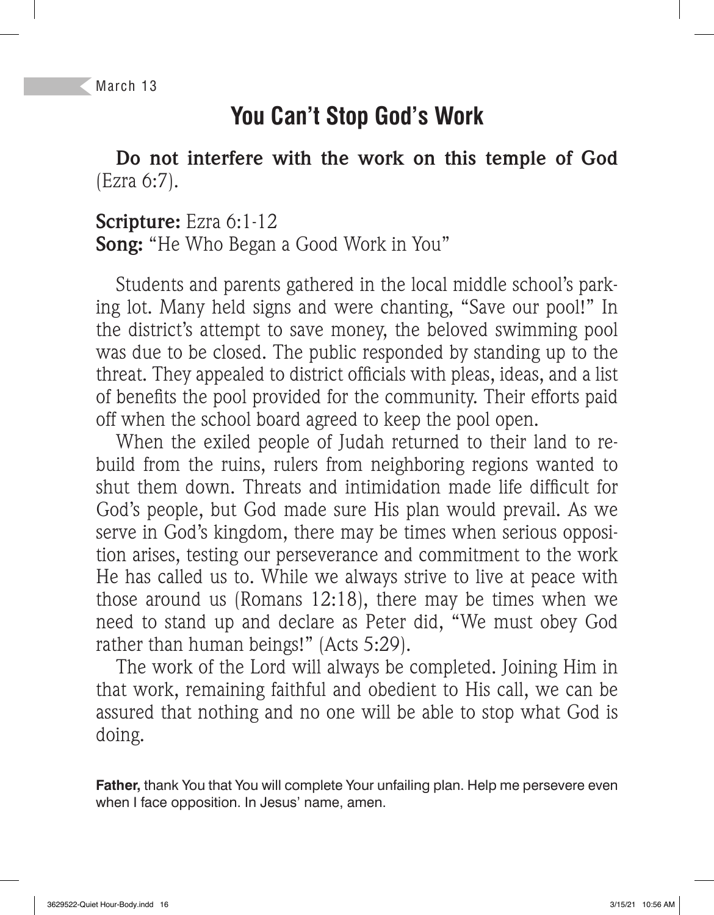March 13

# You Can't Stop God's Work

**Do not interfere with the work on this temple of God** (Ezra 6:7).

**Scripture:** Ezra 6:1-12
**Song:** "He Who Began a Good Work in You"

Students and parents gathered in the local middle school's parking lot. Many held signs and were chanting, "Save our pool!" In the district's attempt to save money, the beloved swimming pool was due to be closed. The public responded by standing up to the threat. They appealed to district officials with pleas, ideas, and a list of benefits the pool provided for the community. Their efforts paid off when the school board agreed to keep the pool open.

When the exiled people of Judah returned to their land to rebuild from the ruins, rulers from neighboring regions wanted to shut them down. Threats and intimidation made life difficult for God's people, but God made sure His plan would prevail. As we serve in God's kingdom, there may be times when serious opposition arises, testing our perseverance and commitment to the work He has called us to. While we always strive to live at peace with those around us (Romans 12:18), there may be times when we need to stand up and declare as Peter did, "We must obey God rather than human beings!" (Acts 5:29).

The work of the Lord will always be completed. Joining Him in that work, remaining faithful and obedient to His call, we can be assured that nothing and no one will be able to stop what God is doing.

**Father,** thank You that You will complete Your unfailing plan. Help me persevere even when I face opposition. In Jesus' name, amen.